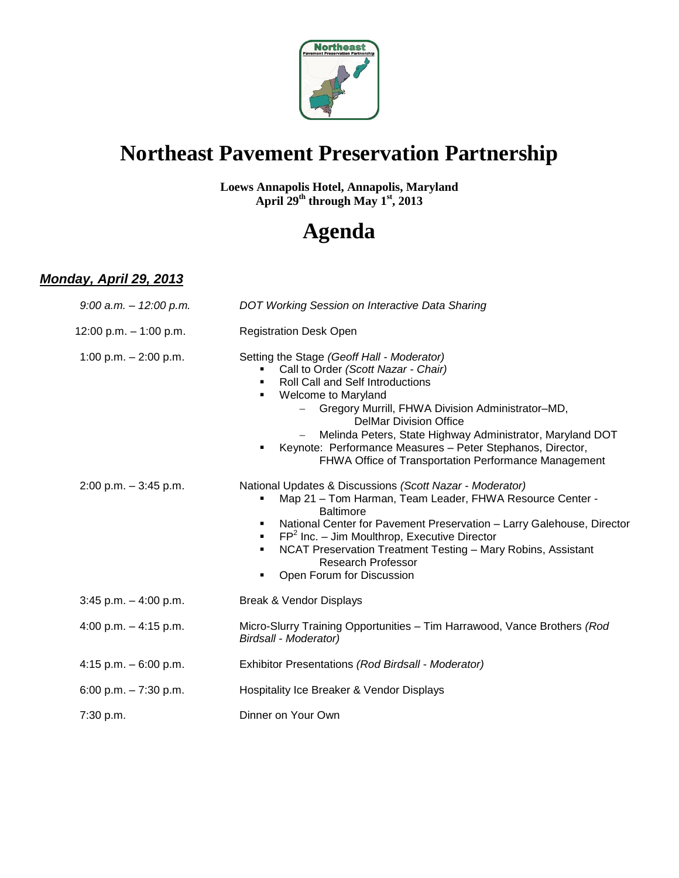# Northeast Pavement Preservation Partnership

**Loews Annapolis Hotel, Annapolis, Maryland**
**April 29th through May 1st, 2013**

# Agenda

## ***Monday, April 29, 2013***

*9:00 a.m. – 12:00 p.m.* — *DOT Working Session on Interactive Data Sharing*

12:00 p.m. – 1:00 p.m. — Registration Desk Open

1:00 p.m. – 2:00 p.m. — Setting the Stage *(Geoff Hall - Moderator)*

- Call to Order *(Scott Nazar - Chair)*
- Roll Call and Self Introductions
- Welcome to Maryland
  - Gregory Murrill, FHWA Division Administrator–MD, DelMar Division Office
  - Melinda Peters, State Highway Administrator, Maryland DOT
- Keynote: Performance Measures – Peter Stephanos, Director, FHWA Office of Transportation Performance Management

2:00 p.m. – 3:45 p.m. — National Updates & Discussions *(Scott Nazar - Moderator)*

- Map 21 – Tom Harman, Team Leader, FHWA Resource Center - Baltimore
- National Center for Pavement Preservation – Larry Galehouse, Director
- FP$^2$ Inc. – Jim Moulthrop, Executive Director
- NCAT Preservation Treatment Testing – Mary Robins, Assistant Research Professor
- Open Forum for Discussion

3:45 p.m. – 4:00 p.m. — Break & Vendor Displays

4:00 p.m. – 4:15 p.m. — Micro-Slurry Training Opportunities – Tim Harrawood, Vance Brothers *(Rod Birdsall - Moderator)*

4:15 p.m. – 6:00 p.m. — Exhibitor Presentations *(Rod Birdsall - Moderator)*

6:00 p.m. – 7:30 p.m. — Hospitality Ice Breaker & Vendor Displays

7:30 p.m. — Dinner on Your Own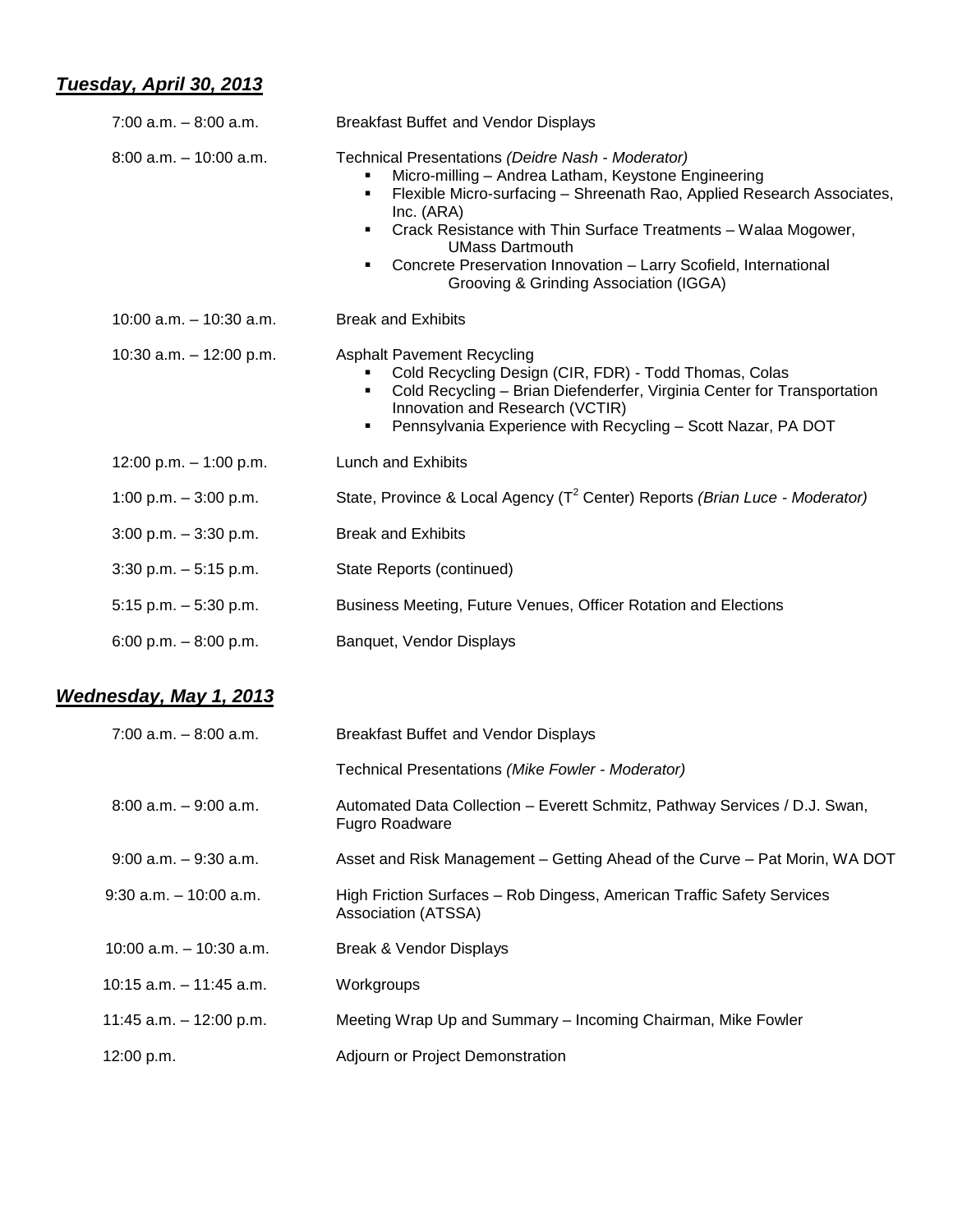***Tuesday, April 30, 2013***

| | |
|---|---|
| 7:00 a.m. – 8:00 a.m. | Breakfast Buffet and Vendor Displays |
| 8:00 a.m. – 10:00 a.m. | Technical Presentations *(Deidre Nash - Moderator)*<br>▪ Micro-milling – Andrea Latham, Keystone Engineering<br>▪ Flexible Micro-surfacing – Shreenath Rao, Applied Research Associates, Inc. (ARA)<br>▪ Crack Resistance with Thin Surface Treatments – Walaa Mogower, UMass Dartmouth<br>▪ Concrete Preservation Innovation – Larry Scofield, International Grooving & Grinding Association (IGGA) |
| 10:00 a.m. – 10:30 a.m. | Break and Exhibits |
| 10:30 a.m. – 12:00 p.m. | Asphalt Pavement Recycling<br>▪ Cold Recycling Design (CIR, FDR) - Todd Thomas, Colas<br>▪ Cold Recycling – Brian Diefenderfer, Virginia Center for Transportation Innovation and Research (VCTIR)<br>▪ Pennsylvania Experience with Recycling – Scott Nazar, PA DOT |
| 12:00 p.m. – 1:00 p.m. | Lunch and Exhibits |
| 1:00 p.m. – 3:00 p.m. | State, Province & Local Agency ($T^2$ Center) Reports *(Brian Luce - Moderator)* |
| 3:00 p.m. – 3:30 p.m. | Break and Exhibits |
| 3:30 p.m. – 5:15 p.m. | State Reports (continued) |
| 5:15 p.m. – 5:30 p.m. | Business Meeting, Future Venues, Officer Rotation and Elections |
| 6:00 p.m. – 8:00 p.m. | Banquet, Vendor Displays |

***Wednesday, May 1, 2013***

| | |
|---|---|
| 7:00 a.m. – 8:00 a.m. | Breakfast Buffet and Vendor Displays |
| | Technical Presentations *(Mike Fowler - Moderator)* |
| 8:00 a.m. – 9:00 a.m. | Automated Data Collection – Everett Schmitz, Pathway Services / D.J. Swan, Fugro Roadware |
| 9:00 a.m. – 9:30 a.m. | Asset and Risk Management – Getting Ahead of the Curve – Pat Morin, WA DOT |
| 9:30 a.m. – 10:00 a.m. | High Friction Surfaces – Rob Dingess, American Traffic Safety Services Association (ATSSA) |
| 10:00 a.m. – 10:30 a.m. | Break & Vendor Displays |
| 10:15 a.m. – 11:45 a.m. | Workgroups |
| 11:45 a.m. – 12:00 p.m. | Meeting Wrap Up and Summary – Incoming Chairman, Mike Fowler |
| 12:00 p.m. | Adjourn or Project Demonstration |